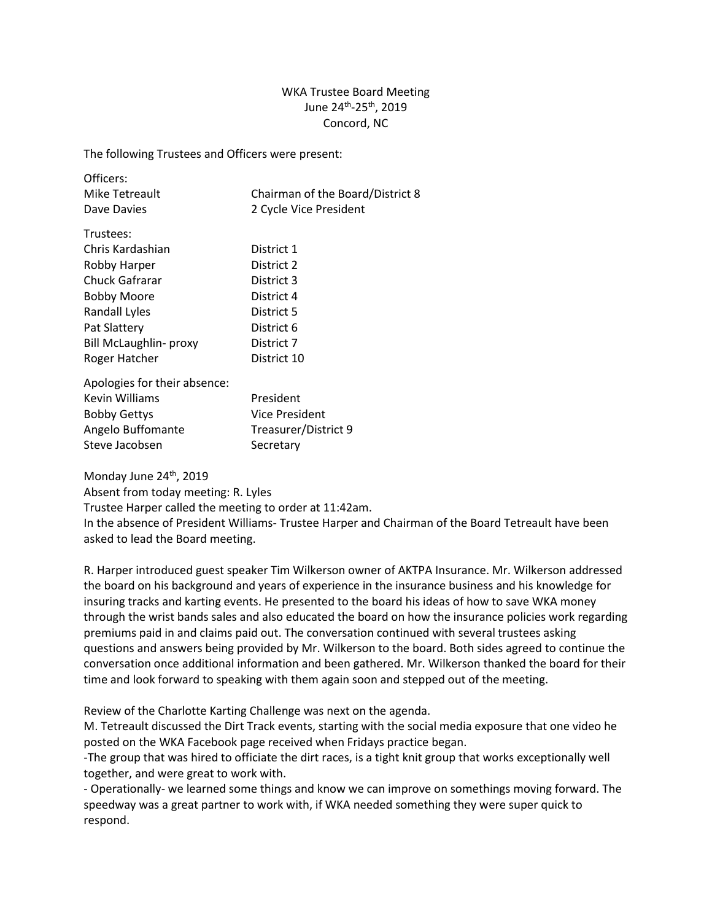WKA Trustee Board Meeting
June 24th-25th, 2019
Concord, NC

The following Trustees and Officers were present:

| | |
|---|---|
| Officers: | |
| Mike Tetreault | Chairman of the Board/District 8 |
| Dave Davies | 2 Cycle Vice President |
| Trustees: | |
| Chris Kardashian | District 1 |
| Robby Harper | District 2 |
| Chuck Gafrarar | District 3 |
| Bobby Moore | District 4 |
| Randall Lyles | District 5 |
| Pat Slattery | District 6 |
| Bill McLaughlin- proxy | District 7 |
| Roger Hatcher | District 10 |
| Apologies for their absence: | |
| Kevin Williams | President |
| Bobby Gettys | Vice President |
| Angelo Buffomante | Treasurer/District 9 |
| Steve Jacobsen | Secretary |

Monday June 24th, 2019
Absent from today meeting: R. Lyles
Trustee Harper called the meeting to order at 11:42am.
In the absence of President Williams- Trustee Harper and Chairman of the Board Tetreault have been asked to lead the Board meeting.

R. Harper introduced guest speaker Tim Wilkerson owner of AKTPA Insurance. Mr. Wilkerson addressed the board on his background and years of experience in the insurance business and his knowledge for insuring tracks and karting events. He presented to the board his ideas of how to save WKA money through the wrist bands sales and also educated the board on how the insurance policies work regarding premiums paid in and claims paid out. The conversation continued with several trustees asking questions and answers being provided by Mr. Wilkerson to the board. Both sides agreed to continue the conversation once additional information and been gathered. Mr. Wilkerson thanked the board for their time and look forward to speaking with them again soon and stepped out of the meeting.

Review of the Charlotte Karting Challenge was next on the agenda.
M. Tetreault discussed the Dirt Track events, starting with the social media exposure that one video he posted on the WKA Facebook page received when Fridays practice began.
-The group that was hired to officiate the dirt races, is a tight knit group that works exceptionally well together, and were great to work with.
- Operationally- we learned some things and know we can improve on somethings moving forward. The speedway was a great partner to work with, if WKA needed something they were super quick to respond.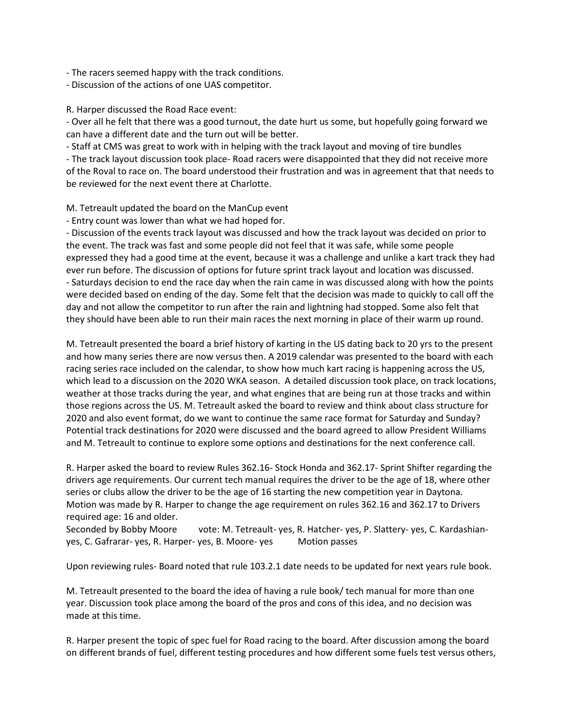- The racers seemed happy with the track conditions.
- Discussion of the actions of one UAS competitor.

R. Harper discussed the Road Race event:

- Over all he felt that there was a good turnout, the date hurt us some, but hopefully going forward we can have a different date and the turn out will be better.
- Staff at CMS was great to work with in helping with the track layout and moving of tire bundles
- The track layout discussion took place- Road racers were disappointed that they did not receive more of the Roval to race on. The board understood their frustration and was in agreement that that needs to be reviewed for the next event there at Charlotte.

M. Tetreault updated the board on the ManCup event

- Entry count was lower than what we had hoped for.
- Discussion of the events track layout was discussed and how the track layout was decided on prior to the event. The track was fast and some people did not feel that it was safe, while some people expressed they had a good time at the event, because it was a challenge and unlike a kart track they had ever run before. The discussion of options for future sprint track layout and location was discussed.
- Saturdays decision to end the race day when the rain came in was discussed along with how the points were decided based on ending of the day. Some felt that the decision was made to quickly to call off the day and not allow the competitor to run after the rain and lightning had stopped. Some also felt that they should have been able to run their main races the next morning in place of their warm up round.

M. Tetreault presented the board a brief history of karting in the US dating back to 20 yrs to the present and how many series there are now versus then. A 2019 calendar was presented to the board with each racing series race included on the calendar, to show how much kart racing is happening across the US, which lead to a discussion on the 2020 WKA season. A detailed discussion took place, on track locations, weather at those tracks during the year, and what engines that are being run at those tracks and within those regions across the US. M. Tetreault asked the board to review and think about class structure for 2020 and also event format, do we want to continue the same race format for Saturday and Sunday? Potential track destinations for 2020 were discussed and the board agreed to allow President Williams and M. Tetreault to continue to explore some options and destinations for the next conference call.

R. Harper asked the board to review Rules 362.16- Stock Honda and 362.17- Sprint Shifter regarding the drivers age requirements. Our current tech manual requires the driver to be the age of 18, where other series or clubs allow the driver to be the age of 16 starting the new competition year in Daytona. Motion was made by R. Harper to change the age requirement on rules 362.16 and 362.17 to Drivers required age: 16 and older.

Seconded by Bobby Moore vote: M. Tetreault- yes, R. Hatcher- yes, P. Slattery- yes, C. Kardashian- yes, C. Gafrarar- yes, R. Harper- yes, B. Moore- yes Motion passes

Upon reviewing rules- Board noted that rule 103.2.1 date needs to be updated for next years rule book.

M. Tetreault presented to the board the idea of having a rule book/ tech manual for more than one year. Discussion took place among the board of the pros and cons of this idea, and no decision was made at this time.

R. Harper present the topic of spec fuel for Road racing to the board. After discussion among the board on different brands of fuel, different testing procedures and how different some fuels test versus others,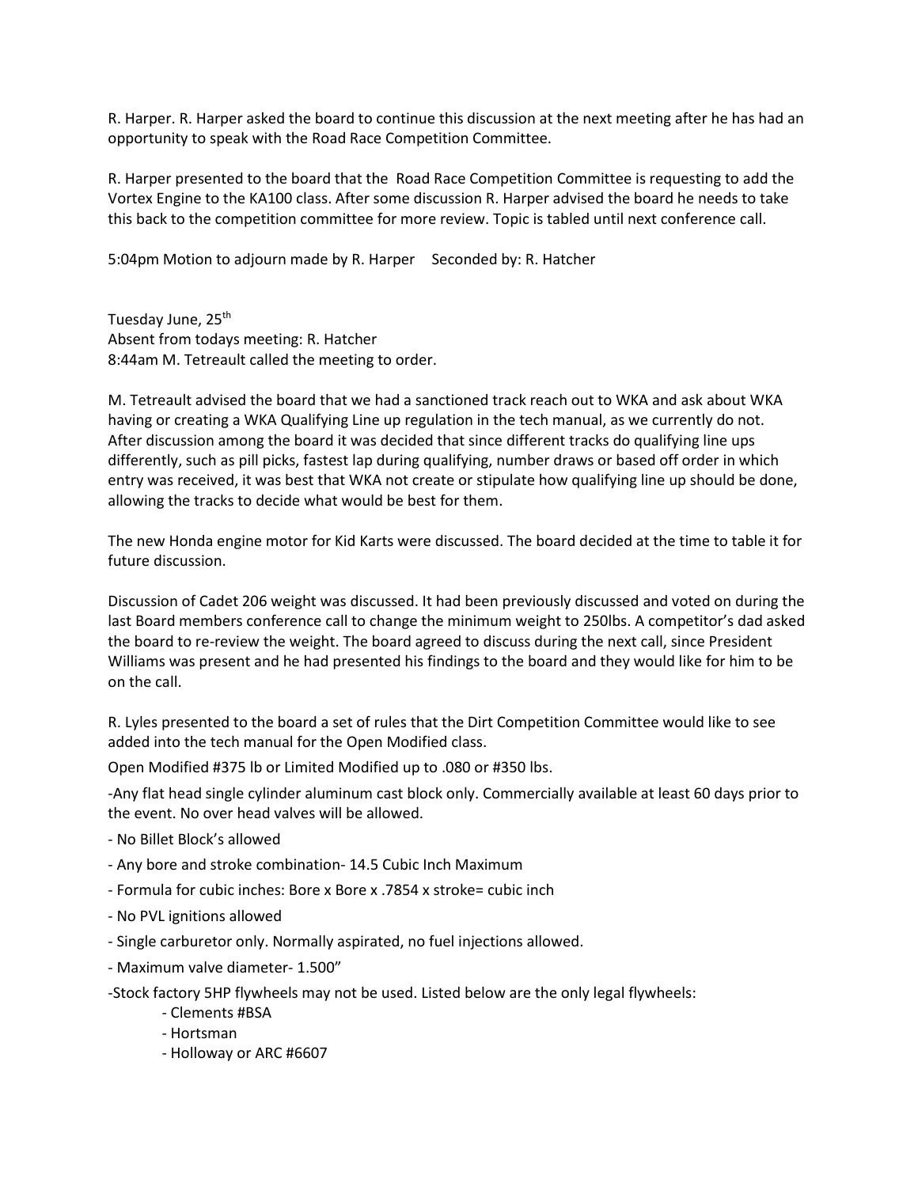R. Harper. R. Harper asked the board to continue this discussion at the next meeting after he has had an opportunity to speak with the Road Race Competition Committee.

R. Harper presented to the board that the Road Race Competition Committee is requesting to add the Vortex Engine to the KA100 class. After some discussion R. Harper advised the board he needs to take this back to the competition committee for more review. Topic is tabled until next conference call.

5:04pm Motion to adjourn made by R. Harper Seconded by: R. Hatcher

Tuesday June, 25th
Absent from todays meeting: R. Hatcher
8:44am M. Tetreault called the meeting to order.

M. Tetreault advised the board that we had a sanctioned track reach out to WKA and ask about WKA having or creating a WKA Qualifying Line up regulation in the tech manual, as we currently do not. After discussion among the board it was decided that since different tracks do qualifying line ups differently, such as pill picks, fastest lap during qualifying, number draws or based off order in which entry was received, it was best that WKA not create or stipulate how qualifying line up should be done, allowing the tracks to decide what would be best for them.

The new Honda engine motor for Kid Karts were discussed. The board decided at the time to table it for future discussion.

Discussion of Cadet 206 weight was discussed. It had been previously discussed and voted on during the last Board members conference call to change the minimum weight to 250lbs. A competitor's dad asked the board to re-review the weight. The board agreed to discuss during the next call, since President Williams was present and he had presented his findings to the board and they would like for him to be on the call.

R. Lyles presented to the board a set of rules that the Dirt Competition Committee would like to see added into the tech manual for the Open Modified class.

Open Modified #375 lb or Limited Modified up to .080 or #350 lbs.

-Any flat head single cylinder aluminum cast block only. Commercially available at least 60 days prior to the event. No over head valves will be allowed.

- No Billet Block's allowed
- Any bore and stroke combination- 14.5 Cubic Inch Maximum
- Formula for cubic inches: Bore x Bore x .7854 x stroke= cubic inch
- No PVL ignitions allowed
- Single carburetor only. Normally aspirated, no fuel injections allowed.
- Maximum valve diameter- 1.500"

-Stock factory 5HP flywheels may not be used. Listed below are the only legal flywheels:

  - Clements #BSA
  - Hortsman
  - Holloway or ARC #6607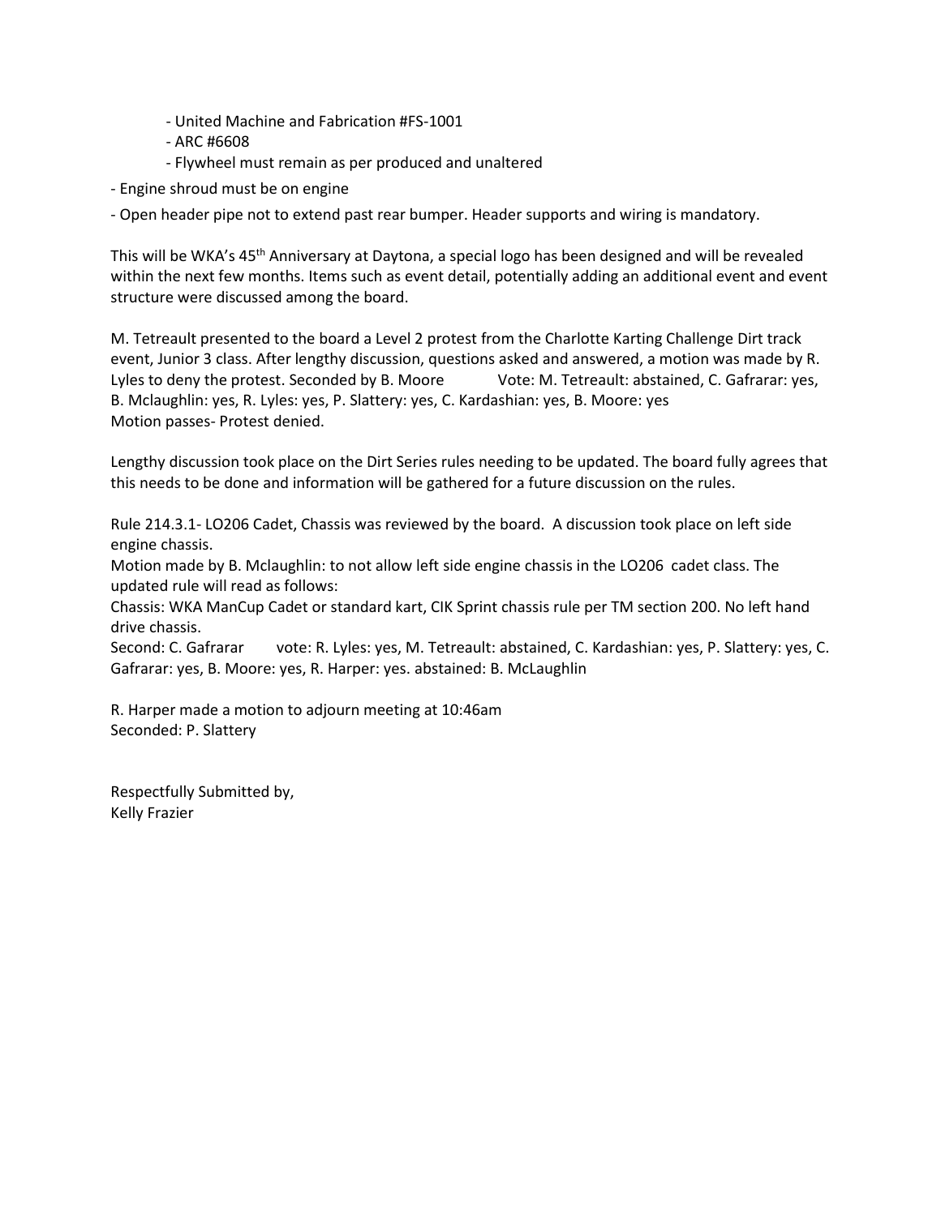- United Machine and Fabrication #FS-1001
    - ARC #6608
    - Flywheel must remain as per produced and unaltered
- Engine shroud must be on engine
- Open header pipe not to extend past rear bumper. Header supports and wiring is mandatory.

This will be WKA's 45th Anniversary at Daytona, a special logo has been designed and will be revealed within the next few months. Items such as event detail, potentially adding an additional event and event structure were discussed among the board.

M. Tetreault presented to the board a Level 2 protest from the Charlotte Karting Challenge Dirt track event, Junior 3 class. After lengthy discussion, questions asked and answered, a motion was made by R. Lyles to deny the protest. Seconded by B. Moore   Vote: M. Tetreault: abstained, C. Gafrarar: yes, B. Mclaughlin: yes, R. Lyles: yes, P. Slattery: yes, C. Kardashian: yes, B. Moore: yes
Motion passes- Protest denied.

Lengthy discussion took place on the Dirt Series rules needing to be updated. The board fully agrees that this needs to be done and information will be gathered for a future discussion on the rules.

Rule 214.3.1- LO206 Cadet, Chassis was reviewed by the board. A discussion took place on left side engine chassis.
Motion made by B. Mclaughlin: to not allow left side engine chassis in the LO206 cadet class. The updated rule will read as follows:
Chassis: WKA ManCup Cadet or standard kart, CIK Sprint chassis rule per TM section 200. No left hand drive chassis.
Second: C. Gafrarar   vote: R. Lyles: yes, M. Tetreault: abstained, C. Kardashian: yes, P. Slattery: yes, C. Gafrarar: yes, B. Moore: yes, R. Harper: yes. abstained: B. McLaughlin

R. Harper made a motion to adjourn meeting at 10:46am
Seconded: P. Slattery

Respectfully Submitted by,
Kelly Frazier